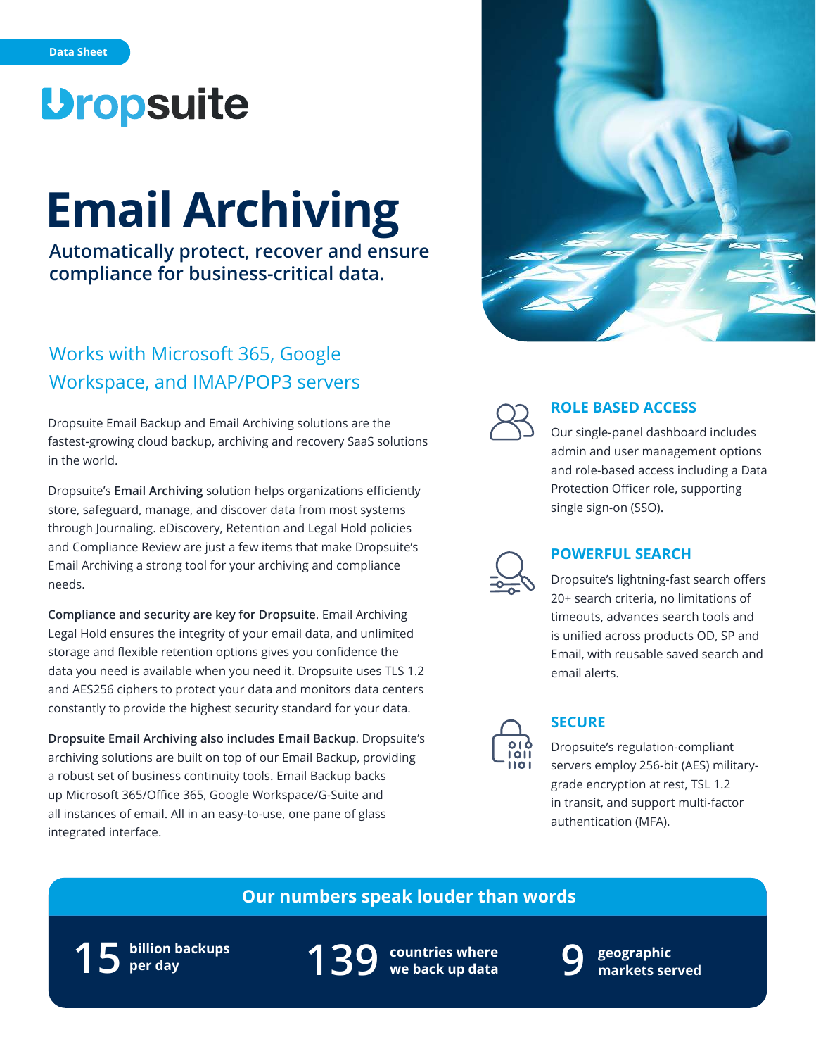Data Sheet

Dropsuite

# Email Archiving

**Automatically protect, recover and ensure compliance for business-critical data.**

## Works with Microsoft 365, Google Workspace, and IMAP/POP3 servers

Dropsuite Email Backup and Email Archiving solutions are the fastest-growing cloud backup, archiving and recovery SaaS solutions in the world.

Dropsuite's **Email Archiving** solution helps organizations efficiently store, safeguard, manage, and discover data from most systems through Journaling. eDiscovery, Retention and Legal Hold policies and Compliance Review are just a few items that make Dropsuite's Email Archiving a strong tool for your archiving and compliance needs.

**Compliance and security are key for Dropsuite.** Email Archiving Legal Hold ensures the integrity of your email data, and unlimited storage and flexible retention options gives you confidence the data you need is available when you need it. Dropsuite uses TLS 1.2 and AES256 ciphers to protect your data and monitors data centers constantly to provide the highest security standard for your data.

**Dropsuite Email Archiving also includes Email Backup**. Dropsuite's archiving solutions are built on top of our Email Backup, providing a robust set of business continuity tools. Email Backup backs up Microsoft 365/Office 365, Google Workspace/G-Suite and all instances of email. All in an easy-to-use, one pane of glass integrated interface.

### ROLE BASED ACCESS

Our single-panel dashboard includes admin and user management options and role-based access including a Data Protection Officer role, supporting single sign-on (SSO).

### POWERFUL SEARCH

Dropsuite's lightning-fast search offers 20+ search criteria, no limitations of timeouts, advances search tools and is unified across products OD, SP and Email, with reusable saved search and email alerts.

### SECURE

Dropsuite's regulation-compliant servers employ 256-bit (AES) military-grade encryption at rest, TSL 1.2 in transit, and support multi-factor authentication (MFA).

## Our numbers speak louder than words

**15** billion backups per day

**139** countries where we back up data

**9** geographic markets served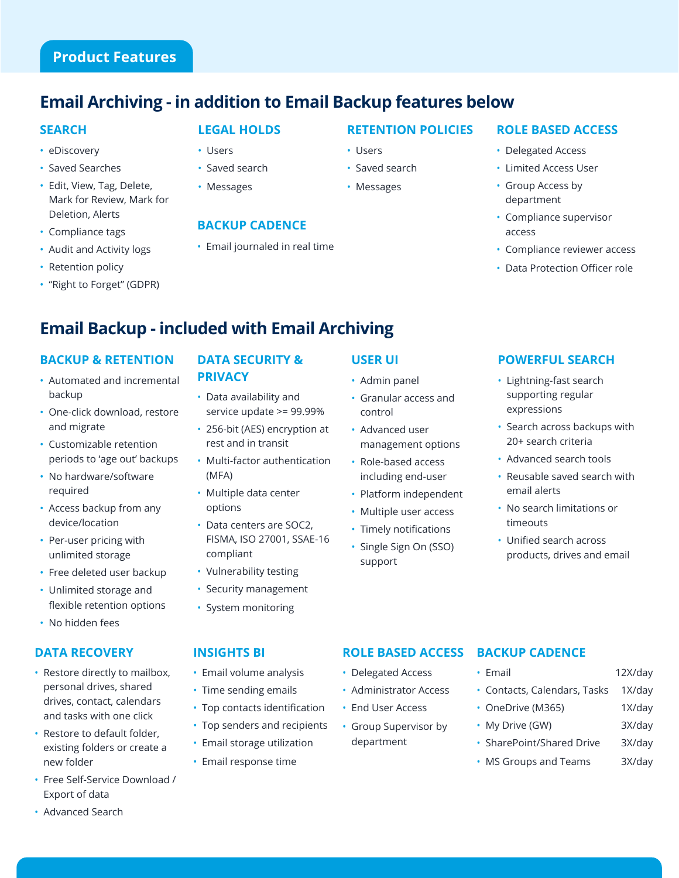## Product Features

# Email Archiving - in addition to Email Backup features below

### SEARCH

- eDiscovery
- Saved Searches
- Edit, View, Tag, Delete, Mark for Review, Mark for Deletion, Alerts
- Compliance tags
- Audit and Activity logs
- Retention policy
- "Right to Forget" (GDPR)

### LEGAL HOLDS

- Users
- Saved search
- Messages

### BACKUP CADENCE

- Email journaled in real time

### RETENTION POLICIES

- Users
- Saved search
- Messages

### ROLE BASED ACCESS

- Delegated Access
- Limited Access User
- Group Access by department
- Compliance supervisor access
- Compliance reviewer access
- Data Protection Officer role

# Email Backup - included with Email Archiving

### BACKUP & RETENTION

- Automated and incremental backup
- One-click download, restore and migrate
- Customizable retention periods to 'age out' backups
- No hardware/software required
- Access backup from any device/location
- Per-user pricing with unlimited storage
- Free deleted user backup
- Unlimited storage and flexible retention options
- No hidden fees

### DATA SECURITY & PRIVACY

- Data availability and service update >= 99.99%
- 256-bit (AES) encryption at rest and in transit
- Multi-factor authentication (MFA)
- Multiple data center options
- Data centers are SOC2, FISMA, ISO 27001, SSAE-16 compliant
- Vulnerability testing
- Security management
- System monitoring

### USER UI

- Admin panel
- Granular access and control
- Advanced user management options
- Role-based access including end-user
- Platform independent
- Multiple user access
- Timely notifications
- Single Sign On (SSO) support

### POWERFUL SEARCH

- Lightning-fast search supporting regular expressions
- Search across backups with 20+ search criteria
- Advanced search tools
- Reusable saved search with email alerts
- No search limitations or timeouts
- Unified search across products, drives and email

### DATA RECOVERY

- Restore directly to mailbox, personal drives, shared drives, contact, calendars and tasks with one click
- Restore to default folder, existing folders or create a new folder
- Free Self-Service Download / Export of data
- Advanced Search

### INSIGHTS BI

- Email volume analysis
- Time sending emails
- Top contacts identification
- Top senders and recipients
- Email storage utilization
- Email response time

### ROLE BASED ACCESS

- Delegated Access
- Administrator Access
- End User Access
- Group Supervisor by department

### BACKUP CADENCE

- Email 12X/day
- Contacts, Calendars, Tasks 1X/day
- OneDrive (M365) 1X/day
- My Drive (GW) 3X/day
- SharePoint/Shared Drive 3X/day
- MS Groups and Teams 3X/day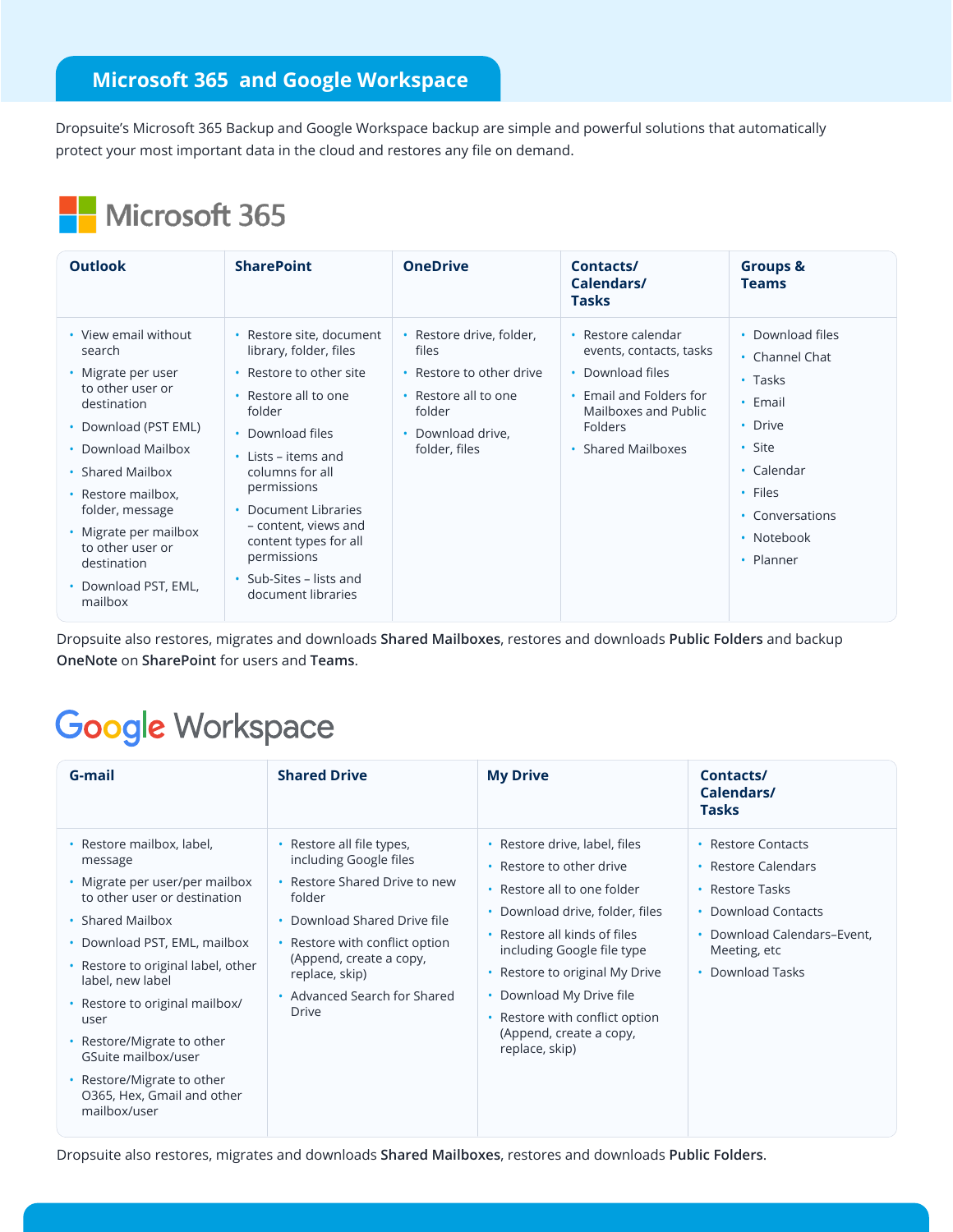## Microsoft 365 and Google Workspace

Dropsuite's Microsoft 365 Backup and Google Workspace backup are simple and powerful solutions that automatically protect your most important data in the cloud and restores any file on demand.

### Microsoft 365

| Outlook | SharePoint | OneDrive | Contacts/ Calendars/ Tasks | Groups & Teams |
|---|---|---|---|---|
| • View email without search<br>• Migrate per user to other user or destination<br>• Download (PST EML)<br>• Download Mailbox<br>• Shared Mailbox<br>• Restore mailbox, folder, message<br>• Migrate per mailbox to other user or destination<br>• Download PST, EML, mailbox | • Restore site, document library, folder, files<br>• Restore to other site<br>• Restore all to one folder<br>• Download files<br>• Lists – items and columns for all permissions<br>• Document Libraries – content, views and content types for all permissions<br>• Sub-Sites – lists and document libraries | • Restore drive, folder, files<br>• Restore to other drive<br>• Restore all to one folder<br>• Download drive, folder, files | • Restore calendar events, contacts, tasks<br>• Download files<br>• Email and Folders for Mailboxes and Public Folders<br>• Shared Mailboxes | • Download files<br>• Channel Chat<br>• Tasks<br>• Email<br>• Drive<br>• Site<br>• Calendar<br>• Files<br>• Conversations<br>• Notebook<br>• Planner |

Dropsuite also restores, migrates and downloads **Shared Mailboxes**, restores and downloads **Public Folders** and backup **OneNote** on **SharePoint** for users and **Teams**.

### Google Workspace

| G-mail | Shared Drive | My Drive | Contacts/ Calendars/ Tasks |
|---|---|---|---|
| • Restore mailbox, label, message<br>• Migrate per user/per mailbox to other user or destination<br>• Shared Mailbox<br>• Download PST, EML, mailbox<br>• Restore to original label, other label, new label<br>• Restore to original mailbox/ user<br>• Restore/Migrate to other GSuite mailbox/user<br>• Restore/Migrate to other O365, Hex, Gmail and other mailbox/user | • Restore all file types, including Google files<br>• Restore Shared Drive to new folder<br>• Download Shared Drive file<br>• Restore with conflict option (Append, create a copy, replace, skip)<br>• Advanced Search for Shared Drive | • Restore drive, label, files<br>• Restore to other drive<br>• Restore all to one folder<br>• Download drive, folder, files<br>• Restore all kinds of files including Google file type<br>• Restore to original My Drive<br>• Download My Drive file<br>• Restore with conflict option (Append, create a copy, replace, skip) | • Restore Contacts<br>• Restore Calendars<br>• Restore Tasks<br>• Download Contacts<br>• Download Calendars–Event, Meeting, etc<br>• Download Tasks |

Dropsuite also restores, migrates and downloads **Shared Mailboxes**, restores and downloads **Public Folders**.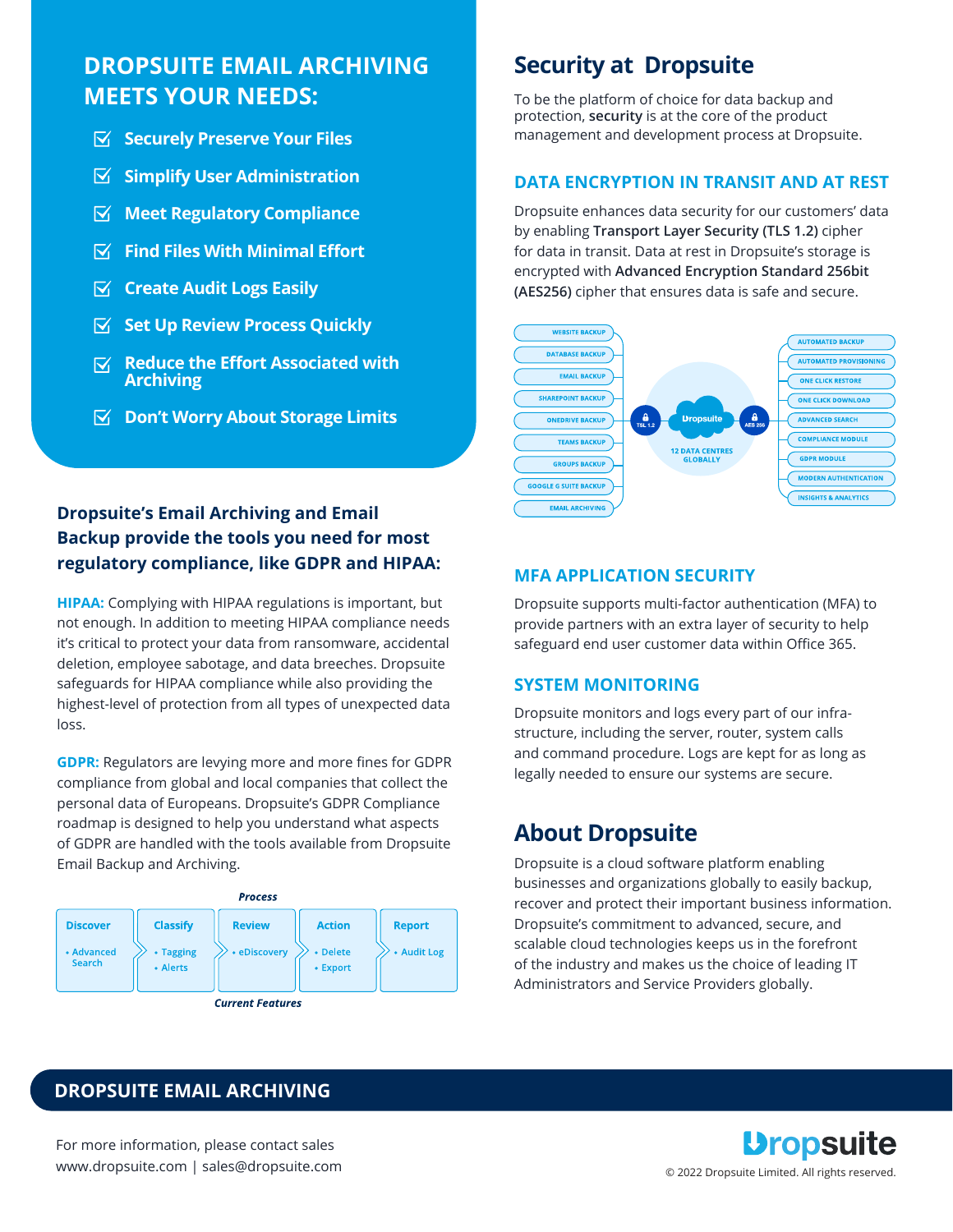## DROPSUITE EMAIL ARCHIVING MEETS YOUR NEEDS:

- Securely Preserve Your Files
- Simplify User Administration
- Meet Regulatory Compliance
- Find Files With Minimal Effort
- Create Audit Logs Easily
- Set Up Review Process Quickly
- Reduce the Effort Associated with Archiving
- Don't Worry About Storage Limits

### Dropsuite's Email Archiving and Email Backup provide the tools you need for most regulatory compliance, like GDPR and HIPAA:

**HIPAA:** Complying with HIPAA regulations is important, but not enough. In addition to meeting HIPAA compliance needs it's critical to protect your data from ransomware, accidental deletion, employee sabotage, and data breeches. Dropsuite safeguards for HIPAA compliance while also providing the highest-level of protection from all types of unexpected data loss.

**GDPR:** Regulators are levying more and more fines for GDPR compliance from global and local companies that collect the personal data of Europeans. Dropsuite's GDPR Compliance roadmap is designed to help you understand what aspects of GDPR are handled with the tools available from Dropsuite Email Backup and Archiving.

*Process*

| Discover | Classify | Review | Action | Report |
|---|---|---|---|---|
| • Advanced Search | • Tagging<br>• Alerts | • eDiscovery | • Delete<br>• Export | • Audit Log |

*Current Features*

## Security at Dropsuite

To be the platform of choice for data backup and protection, **security** is at the core of the product management and development process at Dropsuite.

### DATA ENCRYPTION IN TRANSIT AND AT REST

Dropsuite enhances data security for our customers' data by enabling **Transport Layer Security (TLS 1.2)** cipher for data in transit. Data at rest in Dropsuite's storage is encrypted with **Advanced Encryption Standard 256bit (AES256)** cipher that ensures data is safe and secure.

WEBSITE BACKUP
DATABASE BACKUP
EMAIL BACKUP
SHAREPOINT BACKUP
ONEDRIVE BACKUP
TEAMS BACKUP
GROUPS BACKUP
GOOGLE G SUITE BACKUP
EMAIL ARCHIVING
TSL 1.2
Dropsuite
12 DATA CENTRES GLOBALLY
AES 256
AUTOMATED BACKUP
AUTOMATED PROVISIONING
ONE CLICK RESTORE
ONE CLICK DOWNLOAD
ADVANCED SEARCH
COMPLIANCE MODULE
GDPR MODULE
MODERN AUTHENTICATION
INSIGHTS & ANALYTICS

### MFA APPLICATION SECURITY

Dropsuite supports multi-factor authentication (MFA) to provide partners with an extra layer of security to help safeguard end user customer data within Office 365.

### SYSTEM MONITORING

Dropsuite monitors and logs every part of our infra-structure, including the server, router, system calls and command procedure. Logs are kept for as long as legally needed to ensure our systems are secure.

## About Dropsuite

Dropsuite is a cloud software platform enabling businesses and organizations globally to easily backup, recover and protect their important business information. Dropsuite's commitment to advanced, secure, and scalable cloud technologies keeps us in the forefront of the industry and makes us the choice of leading IT Administrators and Service Providers globally.

## DROPSUITE EMAIL ARCHIVING

For more information, please contact sales
www.dropsuite.com | sales@dropsuite.com

Dropsuite

© 2022 Dropsuite Limited. All rights reserved.